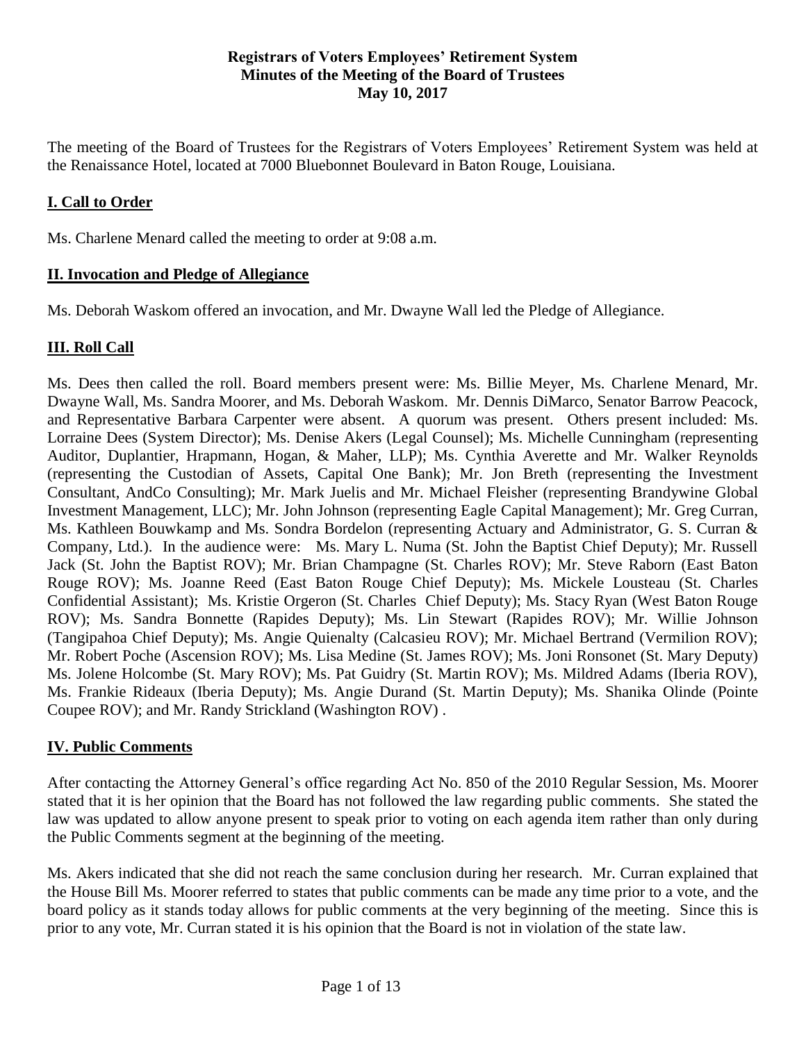**Registrars of Voters Employees' Retirement System**
**Minutes of the Meeting of the Board of Trustees**
**May 10, 2017**

The meeting of the Board of Trustees for the Registrars of Voters Employees' Retirement System was held at the Renaissance Hotel, located at 7000 Bluebonnet Boulevard in Baton Rouge, Louisiana.

## I. Call to Order

Ms. Charlene Menard called the meeting to order at 9:08 a.m.

## II. Invocation and Pledge of Allegiance

Ms. Deborah Waskom offered an invocation, and Mr. Dwayne Wall led the Pledge of Allegiance.

## III. Roll Call

Ms. Dees then called the roll. Board members present were: Ms. Billie Meyer, Ms. Charlene Menard, Mr. Dwayne Wall, Ms. Sandra Moorer, and Ms. Deborah Waskom. Mr. Dennis DiMarco, Senator Barrow Peacock, and Representative Barbara Carpenter were absent. A quorum was present. Others present included: Ms. Lorraine Dees (System Director); Ms. Denise Akers (Legal Counsel); Ms. Michelle Cunningham (representing Auditor, Duplantier, Hrapmann, Hogan, & Maher, LLP); Ms. Cynthia Averette and Mr. Walker Reynolds (representing the Custodian of Assets, Capital One Bank); Mr. Jon Breth (representing the Investment Consultant, AndCo Consulting); Mr. Mark Juelis and Mr. Michael Fleisher (representing Brandywine Global Investment Management, LLC); Mr. John Johnson (representing Eagle Capital Management); Mr. Greg Curran, Ms. Kathleen Bouwkamp and Ms. Sondra Bordelon (representing Actuary and Administrator, G. S. Curran & Company, Ltd.). In the audience were: Ms. Mary L. Numa (St. John the Baptist Chief Deputy); Mr. Russell Jack (St. John the Baptist ROV); Mr. Brian Champagne (St. Charles ROV); Mr. Steve Raborn (East Baton Rouge ROV); Ms. Joanne Reed (East Baton Rouge Chief Deputy); Ms. Mickele Lousteau (St. Charles Confidential Assistant); Ms. Kristie Orgeron (St. Charles Chief Deputy); Ms. Stacy Ryan (West Baton Rouge ROV); Ms. Sandra Bonnette (Rapides Deputy); Ms. Lin Stewart (Rapides ROV); Mr. Willie Johnson (Tangipahoa Chief Deputy); Ms. Angie Quienalty (Calcasieu ROV); Mr. Michael Bertrand (Vermilion ROV); Mr. Robert Poche (Ascension ROV); Ms. Lisa Medine (St. James ROV); Ms. Joni Ronsonet (St. Mary Deputy) Ms. Jolene Holcombe (St. Mary ROV); Ms. Pat Guidry (St. Martin ROV); Ms. Mildred Adams (Iberia ROV), Ms. Frankie Rideaux (Iberia Deputy); Ms. Angie Durand (St. Martin Deputy); Ms. Shanika Olinde (Pointe Coupee ROV); and Mr. Randy Strickland (Washington ROV) .

## IV. Public Comments

After contacting the Attorney General's office regarding Act No. 850 of the 2010 Regular Session, Ms. Moorer stated that it is her opinion that the Board has not followed the law regarding public comments. She stated the law was updated to allow anyone present to speak prior to voting on each agenda item rather than only during the Public Comments segment at the beginning of the meeting.

Ms. Akers indicated that she did not reach the same conclusion during her research. Mr. Curran explained that the House Bill Ms. Moorer referred to states that public comments can be made any time prior to a vote, and the board policy as it stands today allows for public comments at the very beginning of the meeting. Since this is prior to any vote, Mr. Curran stated it is his opinion that the Board is not in violation of the state law.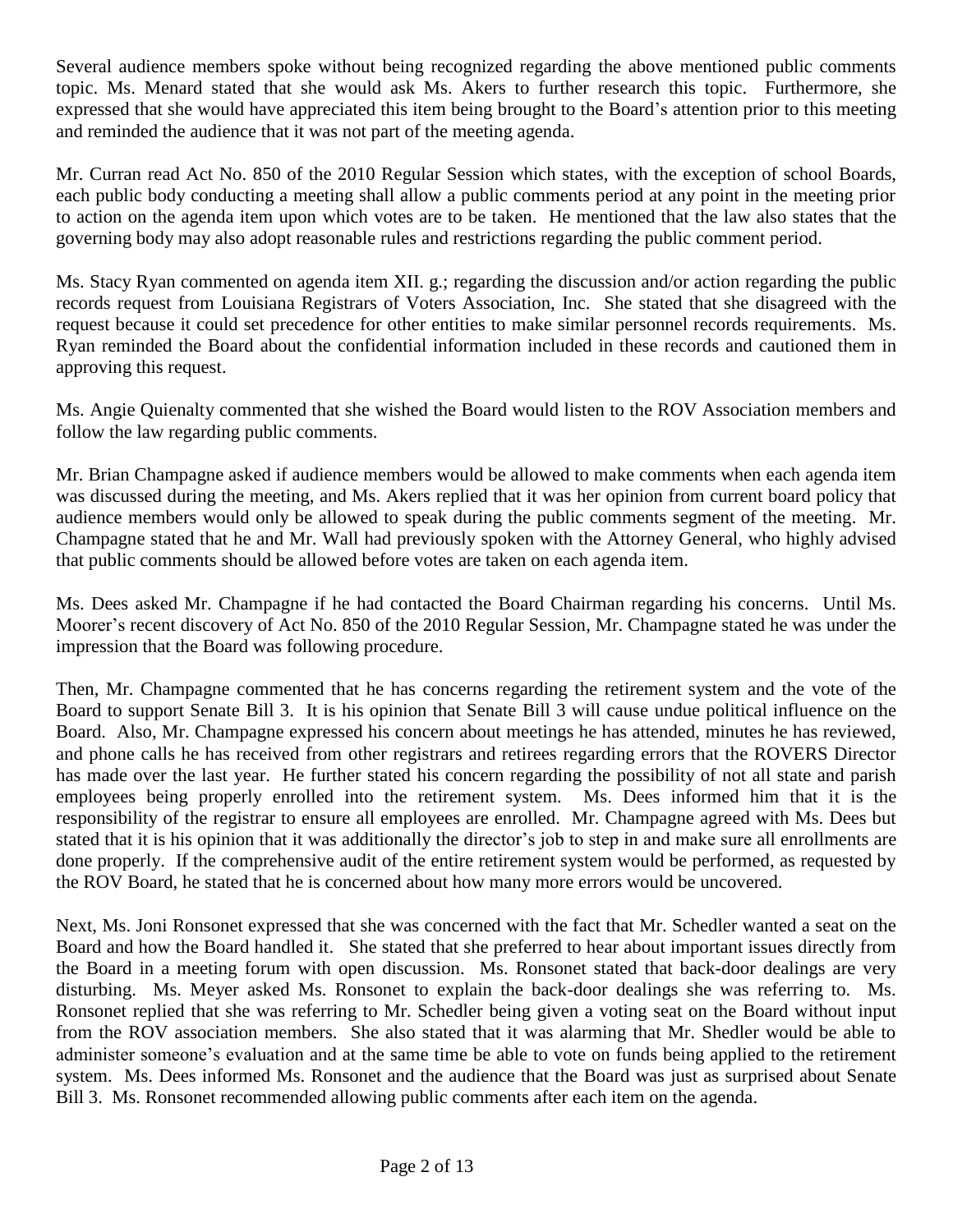Several audience members spoke without being recognized regarding the above mentioned public comments topic. Ms. Menard stated that she would ask Ms. Akers to further research this topic. Furthermore, she expressed that she would have appreciated this item being brought to the Board's attention prior to this meeting and reminded the audience that it was not part of the meeting agenda.

Mr. Curran read Act No. 850 of the 2010 Regular Session which states, with the exception of school Boards, each public body conducting a meeting shall allow a public comments period at any point in the meeting prior to action on the agenda item upon which votes are to be taken. He mentioned that the law also states that the governing body may also adopt reasonable rules and restrictions regarding the public comment period.

Ms. Stacy Ryan commented on agenda item XII. g.; regarding the discussion and/or action regarding the public records request from Louisiana Registrars of Voters Association, Inc. She stated that she disagreed with the request because it could set precedence for other entities to make similar personnel records requirements. Ms. Ryan reminded the Board about the confidential information included in these records and cautioned them in approving this request.

Ms. Angie Quienalty commented that she wished the Board would listen to the ROV Association members and follow the law regarding public comments.

Mr. Brian Champagne asked if audience members would be allowed to make comments when each agenda item was discussed during the meeting, and Ms. Akers replied that it was her opinion from current board policy that audience members would only be allowed to speak during the public comments segment of the meeting. Mr. Champagne stated that he and Mr. Wall had previously spoken with the Attorney General, who highly advised that public comments should be allowed before votes are taken on each agenda item.

Ms. Dees asked Mr. Champagne if he had contacted the Board Chairman regarding his concerns. Until Ms. Moorer's recent discovery of Act No. 850 of the 2010 Regular Session, Mr. Champagne stated he was under the impression that the Board was following procedure.

Then, Mr. Champagne commented that he has concerns regarding the retirement system and the vote of the Board to support Senate Bill 3. It is his opinion that Senate Bill 3 will cause undue political influence on the Board. Also, Mr. Champagne expressed his concern about meetings he has attended, minutes he has reviewed, and phone calls he has received from other registrars and retirees regarding errors that the ROVERS Director has made over the last year. He further stated his concern regarding the possibility of not all state and parish employees being properly enrolled into the retirement system. Ms. Dees informed him that it is the responsibility of the registrar to ensure all employees are enrolled. Mr. Champagne agreed with Ms. Dees but stated that it is his opinion that it was additionally the director's job to step in and make sure all enrollments are done properly. If the comprehensive audit of the entire retirement system would be performed, as requested by the ROV Board, he stated that he is concerned about how many more errors would be uncovered.

Next, Ms. Joni Ronsonet expressed that she was concerned with the fact that Mr. Schedler wanted a seat on the Board and how the Board handled it. She stated that she preferred to hear about important issues directly from the Board in a meeting forum with open discussion. Ms. Ronsonet stated that back-door dealings are very disturbing. Ms. Meyer asked Ms. Ronsonet to explain the back-door dealings she was referring to. Ms. Ronsonet replied that she was referring to Mr. Schedler being given a voting seat on the Board without input from the ROV association members. She also stated that it was alarming that Mr. Shedler would be able to administer someone's evaluation and at the same time be able to vote on funds being applied to the retirement system. Ms. Dees informed Ms. Ronsonet and the audience that the Board was just as surprised about Senate Bill 3. Ms. Ronsonet recommended allowing public comments after each item on the agenda.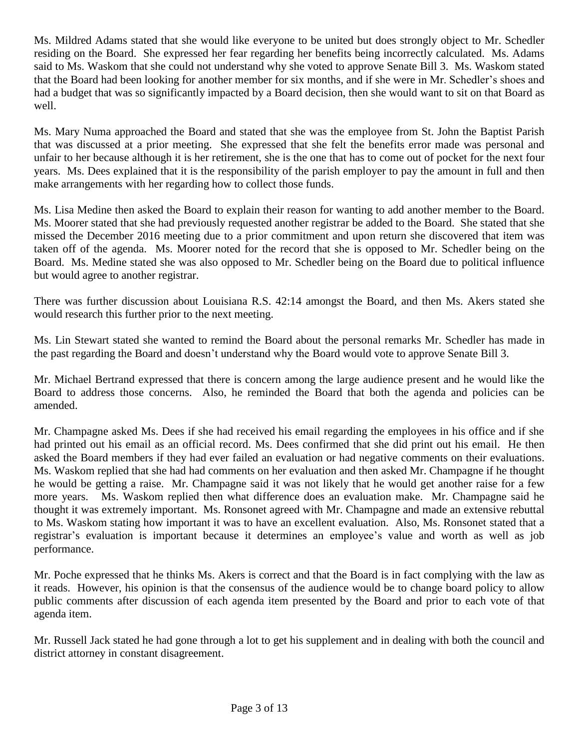Ms. Mildred Adams stated that she would like everyone to be united but does strongly object to Mr. Schedler residing on the Board. She expressed her fear regarding her benefits being incorrectly calculated. Ms. Adams said to Ms. Waskom that she could not understand why she voted to approve Senate Bill 3. Ms. Waskom stated that the Board had been looking for another member for six months, and if she were in Mr. Schedler's shoes and had a budget that was so significantly impacted by a Board decision, then she would want to sit on that Board as well.

Ms. Mary Numa approached the Board and stated that she was the employee from St. John the Baptist Parish that was discussed at a prior meeting. She expressed that she felt the benefits error made was personal and unfair to her because although it is her retirement, she is the one that has to come out of pocket for the next four years. Ms. Dees explained that it is the responsibility of the parish employer to pay the amount in full and then make arrangements with her regarding how to collect those funds.

Ms. Lisa Medine then asked the Board to explain their reason for wanting to add another member to the Board. Ms. Moorer stated that she had previously requested another registrar be added to the Board. She stated that she missed the December 2016 meeting due to a prior commitment and upon return she discovered that item was taken off of the agenda. Ms. Moorer noted for the record that she is opposed to Mr. Schedler being on the Board. Ms. Medine stated she was also opposed to Mr. Schedler being on the Board due to political influence but would agree to another registrar.

There was further discussion about Louisiana R.S. 42:14 amongst the Board, and then Ms. Akers stated she would research this further prior to the next meeting.

Ms. Lin Stewart stated she wanted to remind the Board about the personal remarks Mr. Schedler has made in the past regarding the Board and doesn't understand why the Board would vote to approve Senate Bill 3.

Mr. Michael Bertrand expressed that there is concern among the large audience present and he would like the Board to address those concerns. Also, he reminded the Board that both the agenda and policies can be amended.

Mr. Champagne asked Ms. Dees if she had received his email regarding the employees in his office and if she had printed out his email as an official record. Ms. Dees confirmed that she did print out his email. He then asked the Board members if they had ever failed an evaluation or had negative comments on their evaluations. Ms. Waskom replied that she had had comments on her evaluation and then asked Mr. Champagne if he thought he would be getting a raise. Mr. Champagne said it was not likely that he would get another raise for a few more years. Ms. Waskom replied then what difference does an evaluation make. Mr. Champagne said he thought it was extremely important. Ms. Ronsonet agreed with Mr. Champagne and made an extensive rebuttal to Ms. Waskom stating how important it was to have an excellent evaluation. Also, Ms. Ronsonet stated that a registrar's evaluation is important because it determines an employee's value and worth as well as job performance.

Mr. Poche expressed that he thinks Ms. Akers is correct and that the Board is in fact complying with the law as it reads. However, his opinion is that the consensus of the audience would be to change board policy to allow public comments after discussion of each agenda item presented by the Board and prior to each vote of that agenda item.

Mr. Russell Jack stated he had gone through a lot to get his supplement and in dealing with both the council and district attorney in constant disagreement.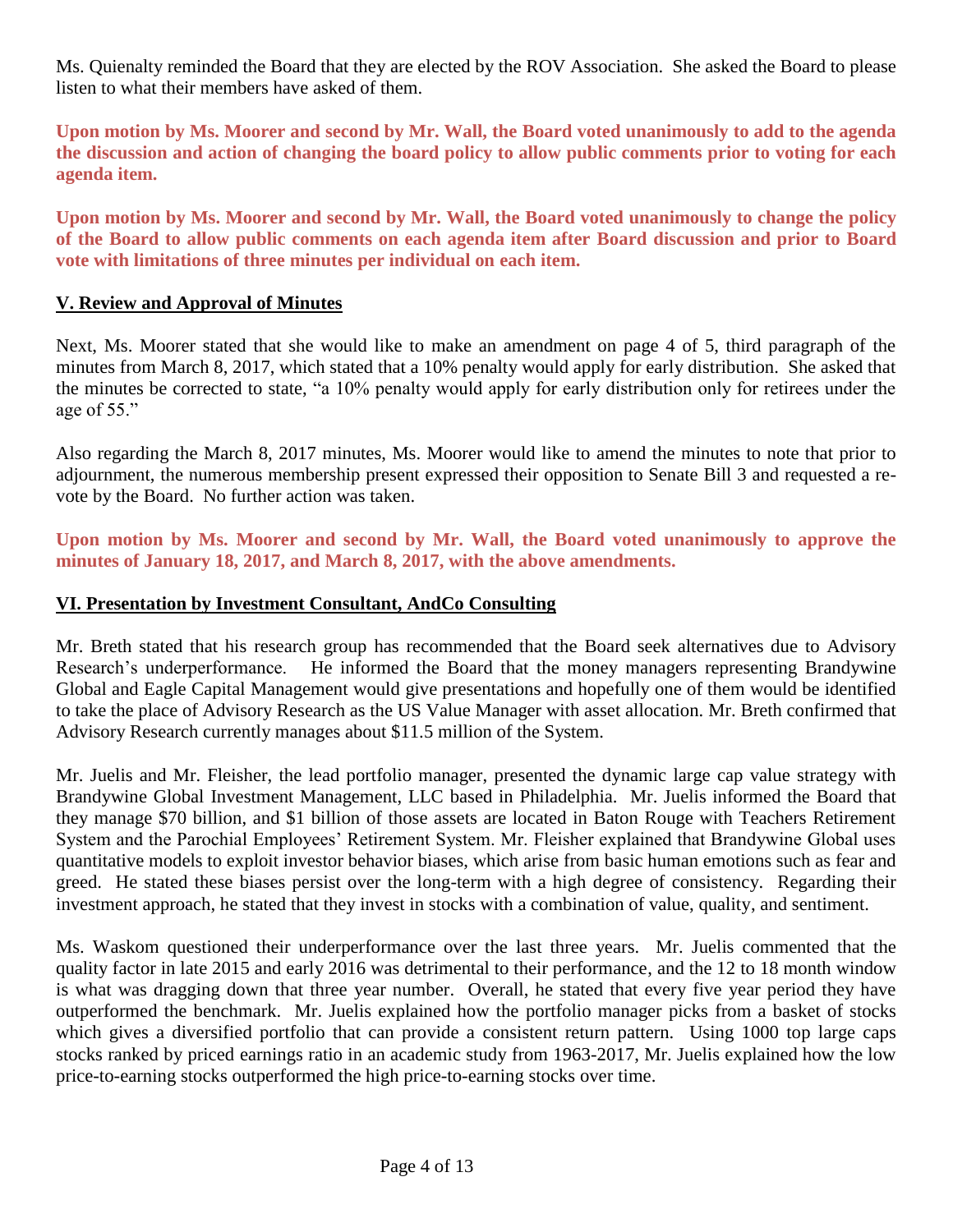Ms. Quienalty reminded the Board that they are elected by the ROV Association. She asked the Board to please listen to what their members have asked of them.

**Upon motion by Ms. Moorer and second by Mr. Wall, the Board voted unanimously to add to the agenda the discussion and action of changing the board policy to allow public comments prior to voting for each agenda item.**

**Upon motion by Ms. Moorer and second by Mr. Wall, the Board voted unanimously to change the policy of the Board to allow public comments on each agenda item after Board discussion and prior to Board vote with limitations of three minutes per individual on each item.**

## V. Review and Approval of Minutes

Next, Ms. Moorer stated that she would like to make an amendment on page 4 of 5, third paragraph of the minutes from March 8, 2017, which stated that a 10% penalty would apply for early distribution. She asked that the minutes be corrected to state, "a 10% penalty would apply for early distribution only for retirees under the age of 55."

Also regarding the March 8, 2017 minutes, Ms. Moorer would like to amend the minutes to note that prior to adjournment, the numerous membership present expressed their opposition to Senate Bill 3 and requested a re-vote by the Board. No further action was taken.

**Upon motion by Ms. Moorer and second by Mr. Wall, the Board voted unanimously to approve the minutes of January 18, 2017, and March 8, 2017, with the above amendments.**

## VI. Presentation by Investment Consultant, AndCo Consulting

Mr. Breth stated that his research group has recommended that the Board seek alternatives due to Advisory Research's underperformance. He informed the Board that the money managers representing Brandywine Global and Eagle Capital Management would give presentations and hopefully one of them would be identified to take the place of Advisory Research as the US Value Manager with asset allocation. Mr. Breth confirmed that Advisory Research currently manages about $11.5 million of the System.

Mr. Juelis and Mr. Fleisher, the lead portfolio manager, presented the dynamic large cap value strategy with Brandywine Global Investment Management, LLC based in Philadelphia. Mr. Juelis informed the Board that they manage $70 billion, and $1 billion of those assets are located in Baton Rouge with Teachers Retirement System and the Parochial Employees' Retirement System. Mr. Fleisher explained that Brandywine Global uses quantitative models to exploit investor behavior biases, which arise from basic human emotions such as fear and greed. He stated these biases persist over the long-term with a high degree of consistency. Regarding their investment approach, he stated that they invest in stocks with a combination of value, quality, and sentiment.

Ms. Waskom questioned their underperformance over the last three years. Mr. Juelis commented that the quality factor in late 2015 and early 2016 was detrimental to their performance, and the 12 to 18 month window is what was dragging down that three year number. Overall, he stated that every five year period they have outperformed the benchmark. Mr. Juelis explained how the portfolio manager picks from a basket of stocks which gives a diversified portfolio that can provide a consistent return pattern. Using 1000 top large caps stocks ranked by priced earnings ratio in an academic study from 1963-2017, Mr. Juelis explained how the low price-to-earning stocks outperformed the high price-to-earning stocks over time.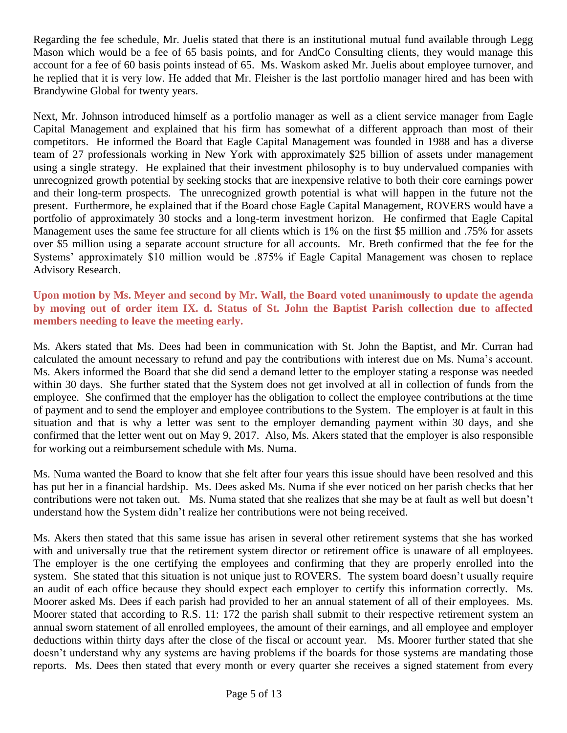Regarding the fee schedule, Mr. Juelis stated that there is an institutional mutual fund available through Legg Mason which would be a fee of 65 basis points, and for AndCo Consulting clients, they would manage this account for a fee of 60 basis points instead of 65. Ms. Waskom asked Mr. Juelis about employee turnover, and he replied that it is very low. He added that Mr. Fleisher is the last portfolio manager hired and has been with Brandywine Global for twenty years.

Next, Mr. Johnson introduced himself as a portfolio manager as well as a client service manager from Eagle Capital Management and explained that his firm has somewhat of a different approach than most of their competitors. He informed the Board that Eagle Capital Management was founded in 1988 and has a diverse team of 27 professionals working in New York with approximately $25 billion of assets under management using a single strategy. He explained that their investment philosophy is to buy undervalued companies with unrecognized growth potential by seeking stocks that are inexpensive relative to both their core earnings power and their long-term prospects. The unrecognized growth potential is what will happen in the future not the present. Furthermore, he explained that if the Board chose Eagle Capital Management, ROVERS would have a portfolio of approximately 30 stocks and a long-term investment horizon. He confirmed that Eagle Capital Management uses the same fee structure for all clients which is 1% on the first $5 million and .75% for assets over $5 million using a separate account structure for all accounts. Mr. Breth confirmed that the fee for the Systems' approximately $10 million would be .875% if Eagle Capital Management was chosen to replace Advisory Research.

**Upon motion by Ms. Meyer and second by Mr. Wall, the Board voted unanimously to update the agenda by moving out of order item IX. d. Status of St. John the Baptist Parish collection due to affected members needing to leave the meeting early.**

Ms. Akers stated that Ms. Dees had been in communication with St. John the Baptist, and Mr. Curran had calculated the amount necessary to refund and pay the contributions with interest due on Ms. Numa's account. Ms. Akers informed the Board that she did send a demand letter to the employer stating a response was needed within 30 days. She further stated that the System does not get involved at all in collection of funds from the employee. She confirmed that the employer has the obligation to collect the employee contributions at the time of payment and to send the employer and employee contributions to the System. The employer is at fault in this situation and that is why a letter was sent to the employer demanding payment within 30 days, and she confirmed that the letter went out on May 9, 2017. Also, Ms. Akers stated that the employer is also responsible for working out a reimbursement schedule with Ms. Numa.

Ms. Numa wanted the Board to know that she felt after four years this issue should have been resolved and this has put her in a financial hardship. Ms. Dees asked Ms. Numa if she ever noticed on her parish checks that her contributions were not taken out. Ms. Numa stated that she realizes that she may be at fault as well but doesn't understand how the System didn't realize her contributions were not being received.

Ms. Akers then stated that this same issue has arisen in several other retirement systems that she has worked with and universally true that the retirement system director or retirement office is unaware of all employees. The employer is the one certifying the employees and confirming that they are properly enrolled into the system. She stated that this situation is not unique just to ROVERS. The system board doesn't usually require an audit of each office because they should expect each employer to certify this information correctly. Ms. Moorer asked Ms. Dees if each parish had provided to her an annual statement of all of their employees. Ms. Moorer stated that according to R.S. 11: 172 the parish shall submit to their respective retirement system an annual sworn statement of all enrolled employees, the amount of their earnings, and all employee and employer deductions within thirty days after the close of the fiscal or account year. Ms. Moorer further stated that she doesn't understand why any systems are having problems if the boards for those systems are mandating those reports. Ms. Dees then stated that every month or every quarter she receives a signed statement from every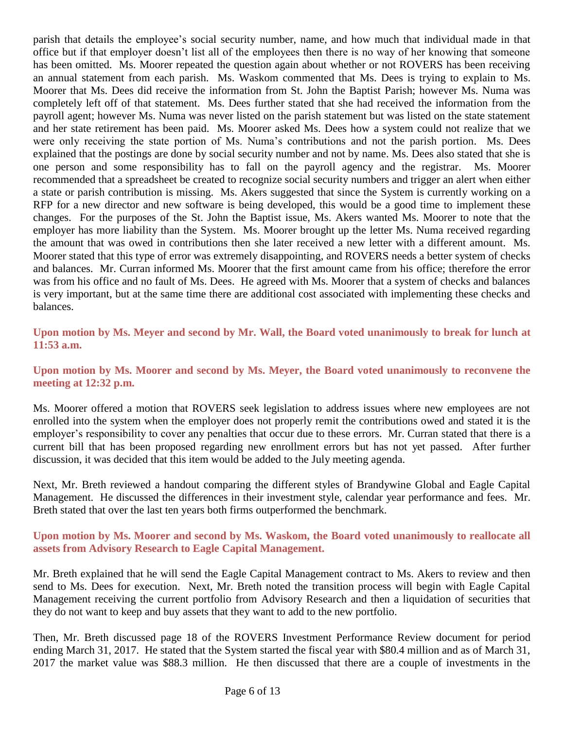parish that details the employee's social security number, name, and how much that individual made in that office but if that employer doesn't list all of the employees then there is no way of her knowing that someone has been omitted. Ms. Moorer repeated the question again about whether or not ROVERS has been receiving an annual statement from each parish. Ms. Waskom commented that Ms. Dees is trying to explain to Ms. Moorer that Ms. Dees did receive the information from St. John the Baptist Parish; however Ms. Numa was completely left off of that statement. Ms. Dees further stated that she had received the information from the payroll agent; however Ms. Numa was never listed on the parish statement but was listed on the state statement and her state retirement has been paid. Ms. Moorer asked Ms. Dees how a system could not realize that we were only receiving the state portion of Ms. Numa's contributions and not the parish portion. Ms. Dees explained that the postings are done by social security number and not by name. Ms. Dees also stated that she is one person and some responsibility has to fall on the payroll agency and the registrar. Ms. Moorer recommended that a spreadsheet be created to recognize social security numbers and trigger an alert when either a state or parish contribution is missing. Ms. Akers suggested that since the System is currently working on a RFP for a new director and new software is being developed, this would be a good time to implement these changes. For the purposes of the St. John the Baptist issue, Ms. Akers wanted Ms. Moorer to note that the employer has more liability than the System. Ms. Moorer brought up the letter Ms. Numa received regarding the amount that was owed in contributions then she later received a new letter with a different amount. Ms. Moorer stated that this type of error was extremely disappointing, and ROVERS needs a better system of checks and balances. Mr. Curran informed Ms. Moorer that the first amount came from his office; therefore the error was from his office and no fault of Ms. Dees. He agreed with Ms. Moorer that a system of checks and balances is very important, but at the same time there are additional cost associated with implementing these checks and balances.

**Upon motion by Ms. Meyer and second by Mr. Wall, the Board voted unanimously to break for lunch at 11:53 a.m.**

**Upon motion by Ms. Moorer and second by Ms. Meyer, the Board voted unanimously to reconvene the meeting at 12:32 p.m.**

Ms. Moorer offered a motion that ROVERS seek legislation to address issues where new employees are not enrolled into the system when the employer does not properly remit the contributions owed and stated it is the employer's responsibility to cover any penalties that occur due to these errors. Mr. Curran stated that there is a current bill that has been proposed regarding new enrollment errors but has not yet passed. After further discussion, it was decided that this item would be added to the July meeting agenda.

Next, Mr. Breth reviewed a handout comparing the different styles of Brandywine Global and Eagle Capital Management. He discussed the differences in their investment style, calendar year performance and fees. Mr. Breth stated that over the last ten years both firms outperformed the benchmark.

**Upon motion by Ms. Moorer and second by Ms. Waskom, the Board voted unanimously to reallocate all assets from Advisory Research to Eagle Capital Management.**

Mr. Breth explained that he will send the Eagle Capital Management contract to Ms. Akers to review and then send to Ms. Dees for execution. Next, Mr. Breth noted the transition process will begin with Eagle Capital Management receiving the current portfolio from Advisory Research and then a liquidation of securities that they do not want to keep and buy assets that they want to add to the new portfolio.

Then, Mr. Breth discussed page 18 of the ROVERS Investment Performance Review document for period ending March 31, 2017. He stated that the System started the fiscal year with $80.4 million and as of March 31, 2017 the market value was $88.3 million. He then discussed that there are a couple of investments in the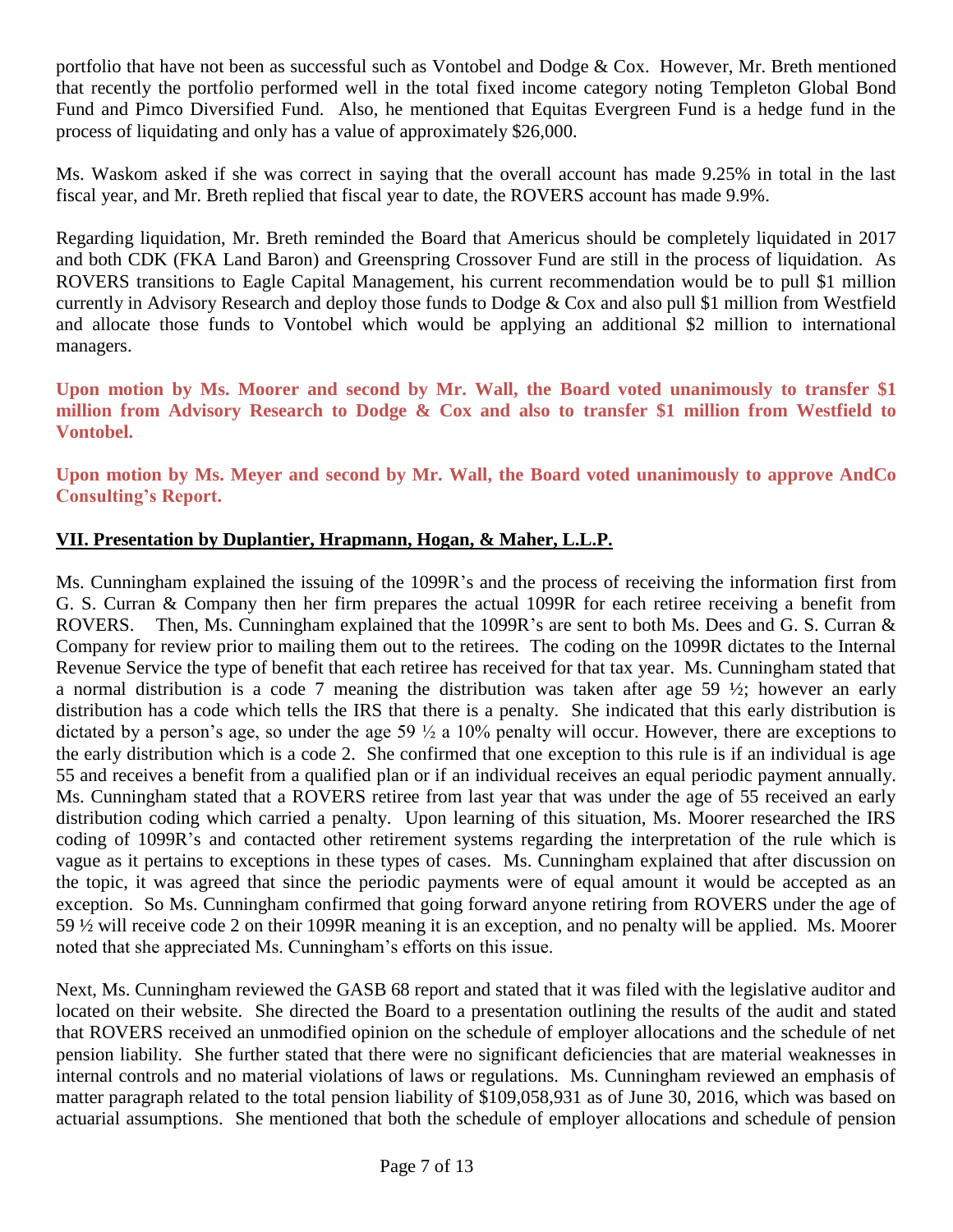portfolio that have not been as successful such as Vontobel and Dodge & Cox. However, Mr. Breth mentioned that recently the portfolio performed well in the total fixed income category noting Templeton Global Bond Fund and Pimco Diversified Fund. Also, he mentioned that Equitas Evergreen Fund is a hedge fund in the process of liquidating and only has a value of approximately $26,000.

Ms. Waskom asked if she was correct in saying that the overall account has made 9.25% in total in the last fiscal year, and Mr. Breth replied that fiscal year to date, the ROVERS account has made 9.9%.

Regarding liquidation, Mr. Breth reminded the Board that Americus should be completely liquidated in 2017 and both CDK (FKA Land Baron) and Greenspring Crossover Fund are still in the process of liquidation. As ROVERS transitions to Eagle Capital Management, his current recommendation would be to pull $1 million currently in Advisory Research and deploy those funds to Dodge & Cox and also pull $1 million from Westfield and allocate those funds to Vontobel which would be applying an additional $2 million to international managers.

**Upon motion by Ms. Moorer and second by Mr. Wall, the Board voted unanimously to transfer $1 million from Advisory Research to Dodge & Cox and also to transfer $1 million from Westfield to Vontobel.**

**Upon motion by Ms. Meyer and second by Mr. Wall, the Board voted unanimously to approve AndCo Consulting's Report.**

## VII. Presentation by Duplantier, Hrapmann, Hogan, & Maher, L.L.P.

Ms. Cunningham explained the issuing of the 1099R's and the process of receiving the information first from G. S. Curran & Company then her firm prepares the actual 1099R for each retiree receiving a benefit from ROVERS. Then, Ms. Cunningham explained that the 1099R's are sent to both Ms. Dees and G. S. Curran & Company for review prior to mailing them out to the retirees. The coding on the 1099R dictates to the Internal Revenue Service the type of benefit that each retiree has received for that tax year. Ms. Cunningham stated that a normal distribution is a code 7 meaning the distribution was taken after age 59 ½; however an early distribution has a code which tells the IRS that there is a penalty. She indicated that this early distribution is dictated by a person's age, so under the age 59 ½ a 10% penalty will occur. However, there are exceptions to the early distribution which is a code 2. She confirmed that one exception to this rule is if an individual is age 55 and receives a benefit from a qualified plan or if an individual receives an equal periodic payment annually. Ms. Cunningham stated that a ROVERS retiree from last year that was under the age of 55 received an early distribution coding which carried a penalty. Upon learning of this situation, Ms. Moorer researched the IRS coding of 1099R's and contacted other retirement systems regarding the interpretation of the rule which is vague as it pertains to exceptions in these types of cases. Ms. Cunningham explained that after discussion on the topic, it was agreed that since the periodic payments were of equal amount it would be accepted as an exception. So Ms. Cunningham confirmed that going forward anyone retiring from ROVERS under the age of 59 ½ will receive code 2 on their 1099R meaning it is an exception, and no penalty will be applied. Ms. Moorer noted that she appreciated Ms. Cunningham's efforts on this issue.

Next, Ms. Cunningham reviewed the GASB 68 report and stated that it was filed with the legislative auditor and located on their website. She directed the Board to a presentation outlining the results of the audit and stated that ROVERS received an unmodified opinion on the schedule of employer allocations and the schedule of net pension liability. She further stated that there were no significant deficiencies that are material weaknesses in internal controls and no material violations of laws or regulations. Ms. Cunningham reviewed an emphasis of matter paragraph related to the total pension liability of $109,058,931 as of June 30, 2016, which was based on actuarial assumptions. She mentioned that both the schedule of employer allocations and schedule of pension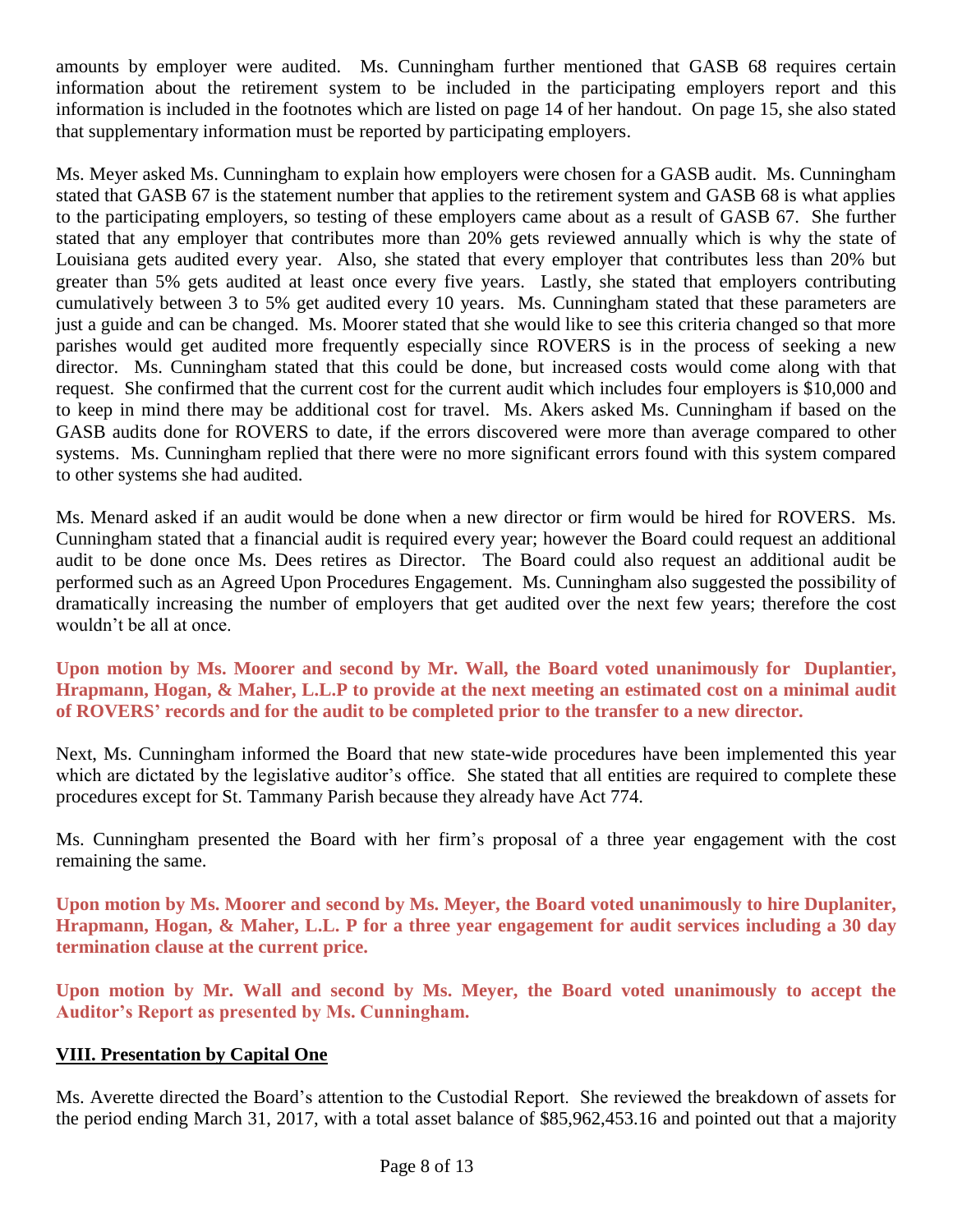amounts by employer were audited. Ms. Cunningham further mentioned that GASB 68 requires certain information about the retirement system to be included in the participating employers report and this information is included in the footnotes which are listed on page 14 of her handout. On page 15, she also stated that supplementary information must be reported by participating employers.

Ms. Meyer asked Ms. Cunningham to explain how employers were chosen for a GASB audit. Ms. Cunningham stated that GASB 67 is the statement number that applies to the retirement system and GASB 68 is what applies to the participating employers, so testing of these employers came about as a result of GASB 67. She further stated that any employer that contributes more than 20% gets reviewed annually which is why the state of Louisiana gets audited every year. Also, she stated that every employer that contributes less than 20% but greater than 5% gets audited at least once every five years. Lastly, she stated that employers contributing cumulatively between 3 to 5% get audited every 10 years. Ms. Cunningham stated that these parameters are just a guide and can be changed. Ms. Moorer stated that she would like to see this criteria changed so that more parishes would get audited more frequently especially since ROVERS is in the process of seeking a new director. Ms. Cunningham stated that this could be done, but increased costs would come along with that request. She confirmed that the current cost for the current audit which includes four employers is $10,000 and to keep in mind there may be additional cost for travel. Ms. Akers asked Ms. Cunningham if based on the GASB audits done for ROVERS to date, if the errors discovered were more than average compared to other systems. Ms. Cunningham replied that there were no more significant errors found with this system compared to other systems she had audited.

Ms. Menard asked if an audit would be done when a new director or firm would be hired for ROVERS. Ms. Cunningham stated that a financial audit is required every year; however the Board could request an additional audit to be done once Ms. Dees retires as Director. The Board could also request an additional audit be performed such as an Agreed Upon Procedures Engagement. Ms. Cunningham also suggested the possibility of dramatically increasing the number of employers that get audited over the next few years; therefore the cost wouldn't be all at once.

**Upon motion by Ms. Moorer and second by Mr. Wall, the Board voted unanimously for Duplantier, Hrapmann, Hogan, & Maher, L.L.P to provide at the next meeting an estimated cost on a minimal audit of ROVERS' records and for the audit to be completed prior to the transfer to a new director.**

Next, Ms. Cunningham informed the Board that new state-wide procedures have been implemented this year which are dictated by the legislative auditor's office. She stated that all entities are required to complete these procedures except for St. Tammany Parish because they already have Act 774.

Ms. Cunningham presented the Board with her firm's proposal of a three year engagement with the cost remaining the same.

**Upon motion by Ms. Moorer and second by Ms. Meyer, the Board voted unanimously to hire Duplaniter, Hrapmann, Hogan, & Maher, L.L. P for a three year engagement for audit services including a 30 day termination clause at the current price.**

**Upon motion by Mr. Wall and second by Ms. Meyer, the Board voted unanimously to accept the Auditor's Report as presented by Ms. Cunningham.**

## VIII. Presentation by Capital One

Ms. Averette directed the Board's attention to the Custodial Report. She reviewed the breakdown of assets for the period ending March 31, 2017, with a total asset balance of $85,962,453.16 and pointed out that a majority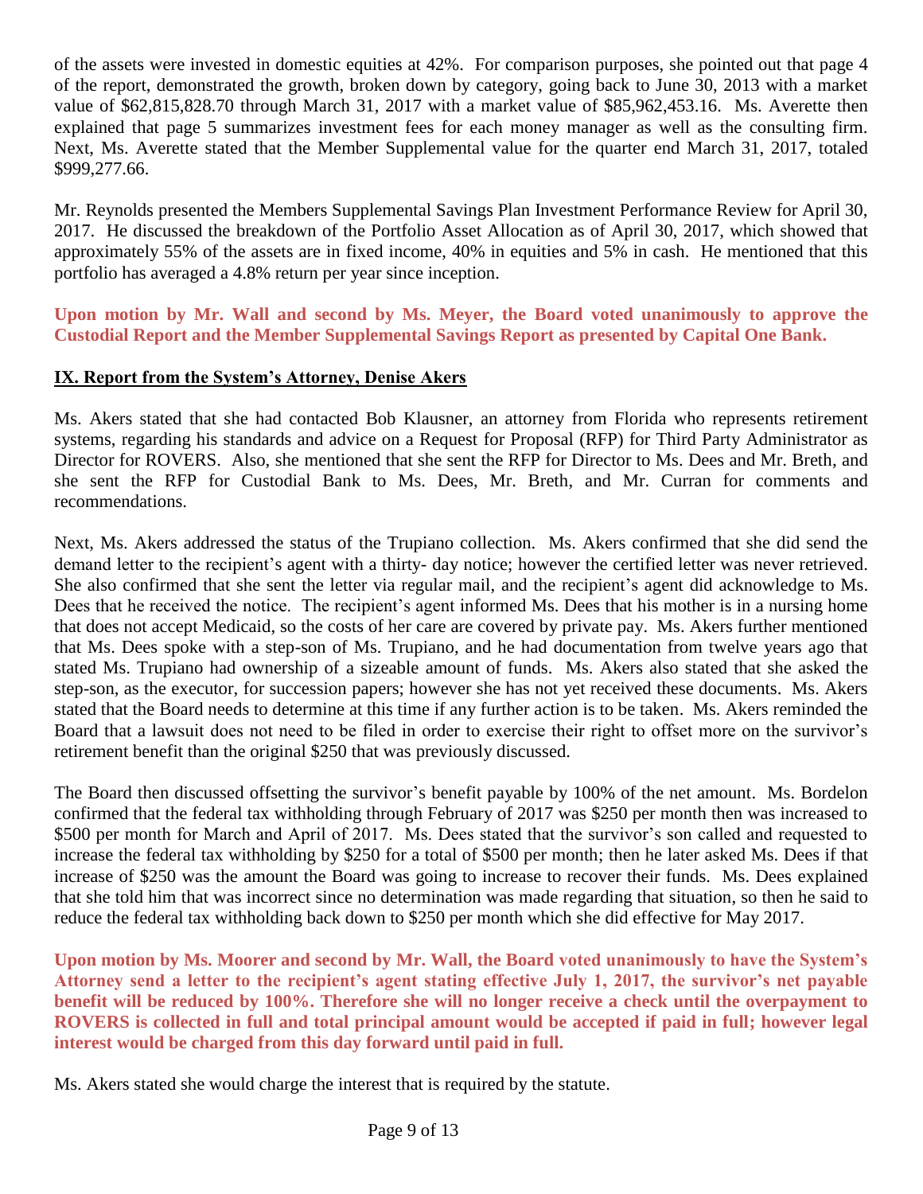of the assets were invested in domestic equities at 42%. For comparison purposes, she pointed out that page 4 of the report, demonstrated the growth, broken down by category, going back to June 30, 2013 with a market value of $62,815,828.70 through March 31, 2017 with a market value of $85,962,453.16. Ms. Averette then explained that page 5 summarizes investment fees for each money manager as well as the consulting firm. Next, Ms. Averette stated that the Member Supplemental value for the quarter end March 31, 2017, totaled $999,277.66.

Mr. Reynolds presented the Members Supplemental Savings Plan Investment Performance Review for April 30, 2017. He discussed the breakdown of the Portfolio Asset Allocation as of April 30, 2017, which showed that approximately 55% of the assets are in fixed income, 40% in equities and 5% in cash. He mentioned that this portfolio has averaged a 4.8% return per year since inception.

**Upon motion by Mr. Wall and second by Ms. Meyer, the Board voted unanimously to approve the Custodial Report and the Member Supplemental Savings Report as presented by Capital One Bank.**

## IX. Report from the System's Attorney, Denise Akers

Ms. Akers stated that she had contacted Bob Klausner, an attorney from Florida who represents retirement systems, regarding his standards and advice on a Request for Proposal (RFP) for Third Party Administrator as Director for ROVERS. Also, she mentioned that she sent the RFP for Director to Ms. Dees and Mr. Breth, and she sent the RFP for Custodial Bank to Ms. Dees, Mr. Breth, and Mr. Curran for comments and recommendations.

Next, Ms. Akers addressed the status of the Trupiano collection. Ms. Akers confirmed that she did send the demand letter to the recipient's agent with a thirty- day notice; however the certified letter was never retrieved. She also confirmed that she sent the letter via regular mail, and the recipient's agent did acknowledge to Ms. Dees that he received the notice. The recipient's agent informed Ms. Dees that his mother is in a nursing home that does not accept Medicaid, so the costs of her care are covered by private pay. Ms. Akers further mentioned that Ms. Dees spoke with a step-son of Ms. Trupiano, and he had documentation from twelve years ago that stated Ms. Trupiano had ownership of a sizeable amount of funds. Ms. Akers also stated that she asked the step-son, as the executor, for succession papers; however she has not yet received these documents. Ms. Akers stated that the Board needs to determine at this time if any further action is to be taken. Ms. Akers reminded the Board that a lawsuit does not need to be filed in order to exercise their right to offset more on the survivor's retirement benefit than the original $250 that was previously discussed.

The Board then discussed offsetting the survivor's benefit payable by 100% of the net amount. Ms. Bordelon confirmed that the federal tax withholding through February of 2017 was $250 per month then was increased to $500 per month for March and April of 2017. Ms. Dees stated that the survivor's son called and requested to increase the federal tax withholding by $250 for a total of $500 per month; then he later asked Ms. Dees if that increase of $250 was the amount the Board was going to increase to recover their funds. Ms. Dees explained that she told him that was incorrect since no determination was made regarding that situation, so then he said to reduce the federal tax withholding back down to $250 per month which she did effective for May 2017.

**Upon motion by Ms. Moorer and second by Mr. Wall, the Board voted unanimously to have the System's Attorney send a letter to the recipient's agent stating effective July 1, 2017, the survivor's net payable benefit will be reduced by 100%. Therefore she will no longer receive a check until the overpayment to ROVERS is collected in full and total principal amount would be accepted if paid in full; however legal interest would be charged from this day forward until paid in full.**

Ms. Akers stated she would charge the interest that is required by the statute.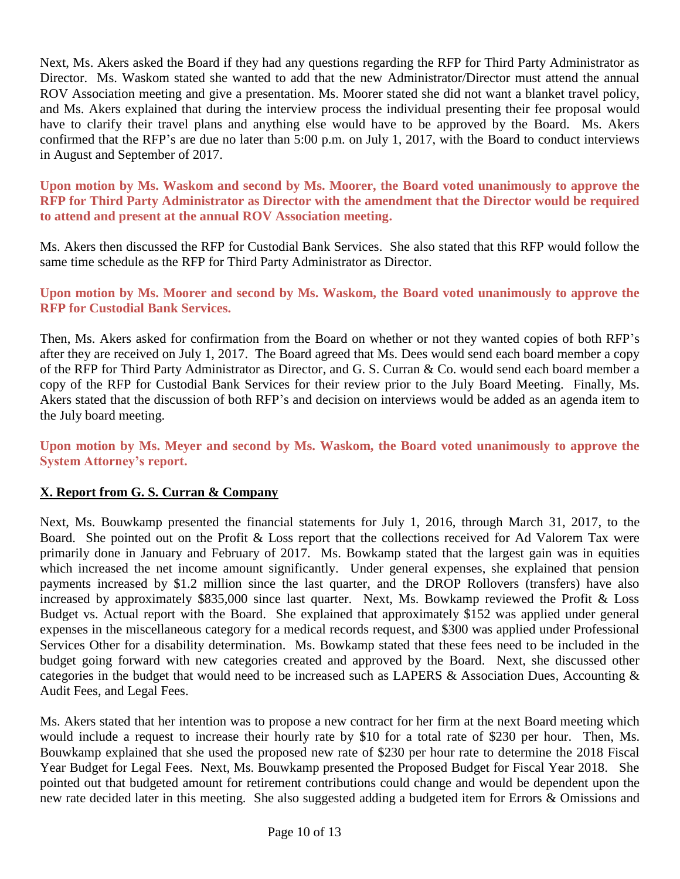Next, Ms. Akers asked the Board if they had any questions regarding the RFP for Third Party Administrator as Director. Ms. Waskom stated she wanted to add that the new Administrator/Director must attend the annual ROV Association meeting and give a presentation. Ms. Moorer stated she did not want a blanket travel policy, and Ms. Akers explained that during the interview process the individual presenting their fee proposal would have to clarify their travel plans and anything else would have to be approved by the Board. Ms. Akers confirmed that the RFP's are due no later than 5:00 p.m. on July 1, 2017, with the Board to conduct interviews in August and September of 2017.

**Upon motion by Ms. Waskom and second by Ms. Moorer, the Board voted unanimously to approve the RFP for Third Party Administrator as Director with the amendment that the Director would be required to attend and present at the annual ROV Association meeting.**

Ms. Akers then discussed the RFP for Custodial Bank Services. She also stated that this RFP would follow the same time schedule as the RFP for Third Party Administrator as Director.

**Upon motion by Ms. Moorer and second by Ms. Waskom, the Board voted unanimously to approve the RFP for Custodial Bank Services.**

Then, Ms. Akers asked for confirmation from the Board on whether or not they wanted copies of both RFP's after they are received on July 1, 2017. The Board agreed that Ms. Dees would send each board member a copy of the RFP for Third Party Administrator as Director, and G. S. Curran & Co. would send each board member a copy of the RFP for Custodial Bank Services for their review prior to the July Board Meeting. Finally, Ms. Akers stated that the discussion of both RFP's and decision on interviews would be added as an agenda item to the July board meeting.

**Upon motion by Ms. Meyer and second by Ms. Waskom, the Board voted unanimously to approve the System Attorney's report.**

## X. Report from G. S. Curran & Company

Next, Ms. Bouwkamp presented the financial statements for July 1, 2016, through March 31, 2017, to the Board. She pointed out on the Profit & Loss report that the collections received for Ad Valorem Tax were primarily done in January and February of 2017. Ms. Bowkamp stated that the largest gain was in equities which increased the net income amount significantly. Under general expenses, she explained that pension payments increased by $1.2 million since the last quarter, and the DROP Rollovers (transfers) have also increased by approximately $835,000 since last quarter. Next, Ms. Bowkamp reviewed the Profit & Loss Budget vs. Actual report with the Board. She explained that approximately $152 was applied under general expenses in the miscellaneous category for a medical records request, and $300 was applied under Professional Services Other for a disability determination. Ms. Bowkamp stated that these fees need to be included in the budget going forward with new categories created and approved by the Board. Next, she discussed other categories in the budget that would need to be increased such as LAPERS & Association Dues, Accounting & Audit Fees, and Legal Fees.

Ms. Akers stated that her intention was to propose a new contract for her firm at the next Board meeting which would include a request to increase their hourly rate by $10 for a total rate of $230 per hour. Then, Ms. Bouwkamp explained that she used the proposed new rate of $230 per hour rate to determine the 2018 Fiscal Year Budget for Legal Fees. Next, Ms. Bouwkamp presented the Proposed Budget for Fiscal Year 2018. She pointed out that budgeted amount for retirement contributions could change and would be dependent upon the new rate decided later in this meeting. She also suggested adding a budgeted item for Errors & Omissions and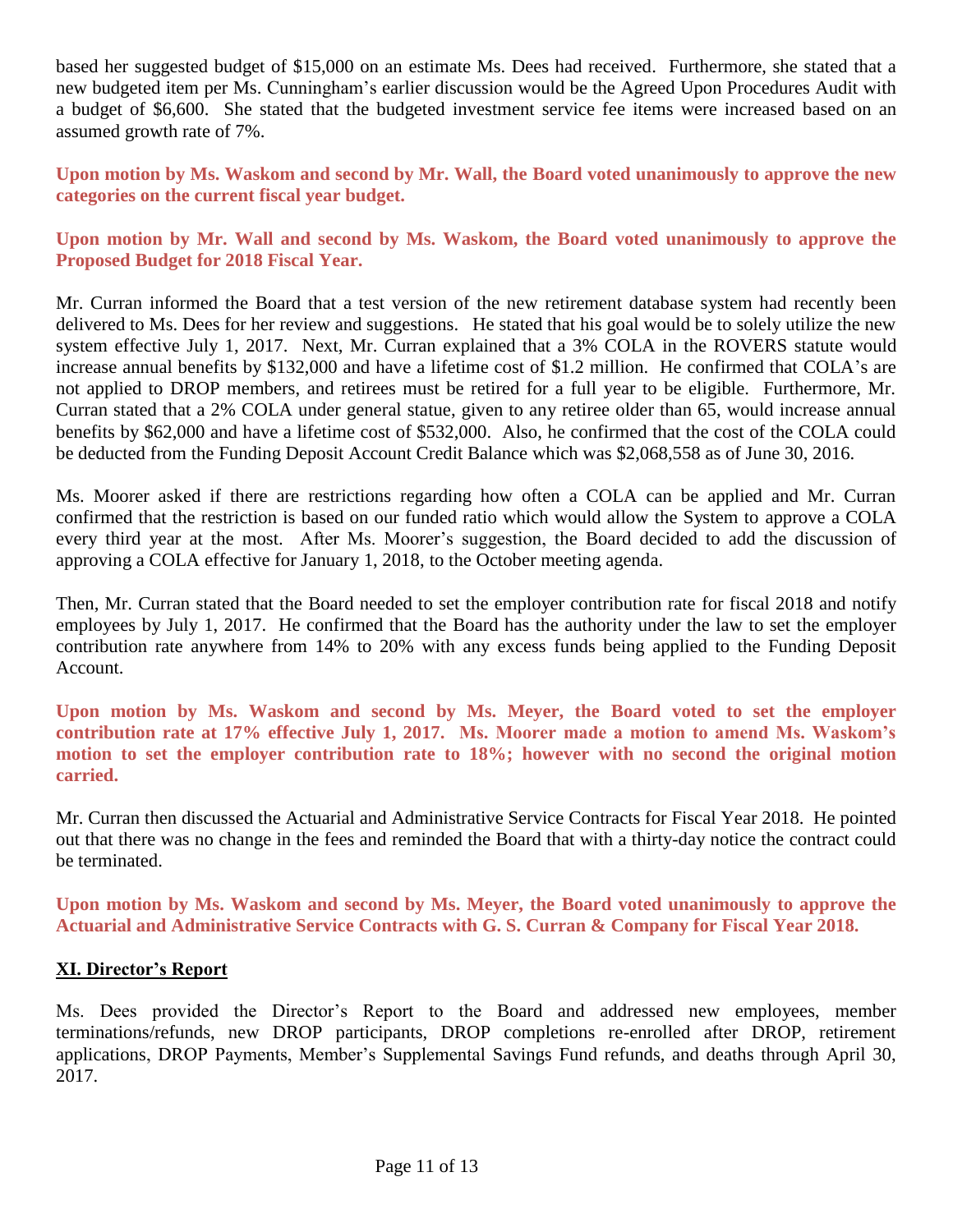based her suggested budget of $15,000 on an estimate Ms. Dees had received. Furthermore, she stated that a new budgeted item per Ms. Cunningham's earlier discussion would be the Agreed Upon Procedures Audit with a budget of $6,600. She stated that the budgeted investment service fee items were increased based on an assumed growth rate of 7%.

**Upon motion by Ms. Waskom and second by Mr. Wall, the Board voted unanimously to approve the new categories on the current fiscal year budget.**

**Upon motion by Mr. Wall and second by Ms. Waskom, the Board voted unanimously to approve the Proposed Budget for 2018 Fiscal Year.**

Mr. Curran informed the Board that a test version of the new retirement database system had recently been delivered to Ms. Dees for her review and suggestions. He stated that his goal would be to solely utilize the new system effective July 1, 2017. Next, Mr. Curran explained that a 3% COLA in the ROVERS statute would increase annual benefits by $132,000 and have a lifetime cost of $1.2 million. He confirmed that COLA's are not applied to DROP members, and retirees must be retired for a full year to be eligible. Furthermore, Mr. Curran stated that a 2% COLA under general statue, given to any retiree older than 65, would increase annual benefits by $62,000 and have a lifetime cost of $532,000. Also, he confirmed that the cost of the COLA could be deducted from the Funding Deposit Account Credit Balance which was $2,068,558 as of June 30, 2016.

Ms. Moorer asked if there are restrictions regarding how often a COLA can be applied and Mr. Curran confirmed that the restriction is based on our funded ratio which would allow the System to approve a COLA every third year at the most. After Ms. Moorer's suggestion, the Board decided to add the discussion of approving a COLA effective for January 1, 2018, to the October meeting agenda.

Then, Mr. Curran stated that the Board needed to set the employer contribution rate for fiscal 2018 and notify employees by July 1, 2017. He confirmed that the Board has the authority under the law to set the employer contribution rate anywhere from 14% to 20% with any excess funds being applied to the Funding Deposit Account.

**Upon motion by Ms. Waskom and second by Ms. Meyer, the Board voted to set the employer contribution rate at 17% effective July 1, 2017. Ms. Moorer made a motion to amend Ms. Waskom's motion to set the employer contribution rate to 18%; however with no second the original motion carried.**

Mr. Curran then discussed the Actuarial and Administrative Service Contracts for Fiscal Year 2018. He pointed out that there was no change in the fees and reminded the Board that with a thirty-day notice the contract could be terminated.

**Upon motion by Ms. Waskom and second by Ms. Meyer, the Board voted unanimously to approve the Actuarial and Administrative Service Contracts with G. S. Curran & Company for Fiscal Year 2018.**

## XI. Director's Report

Ms. Dees provided the Director's Report to the Board and addressed new employees, member terminations/refunds, new DROP participants, DROP completions re-enrolled after DROP, retirement applications, DROP Payments, Member's Supplemental Savings Fund refunds, and deaths through April 30, 2017.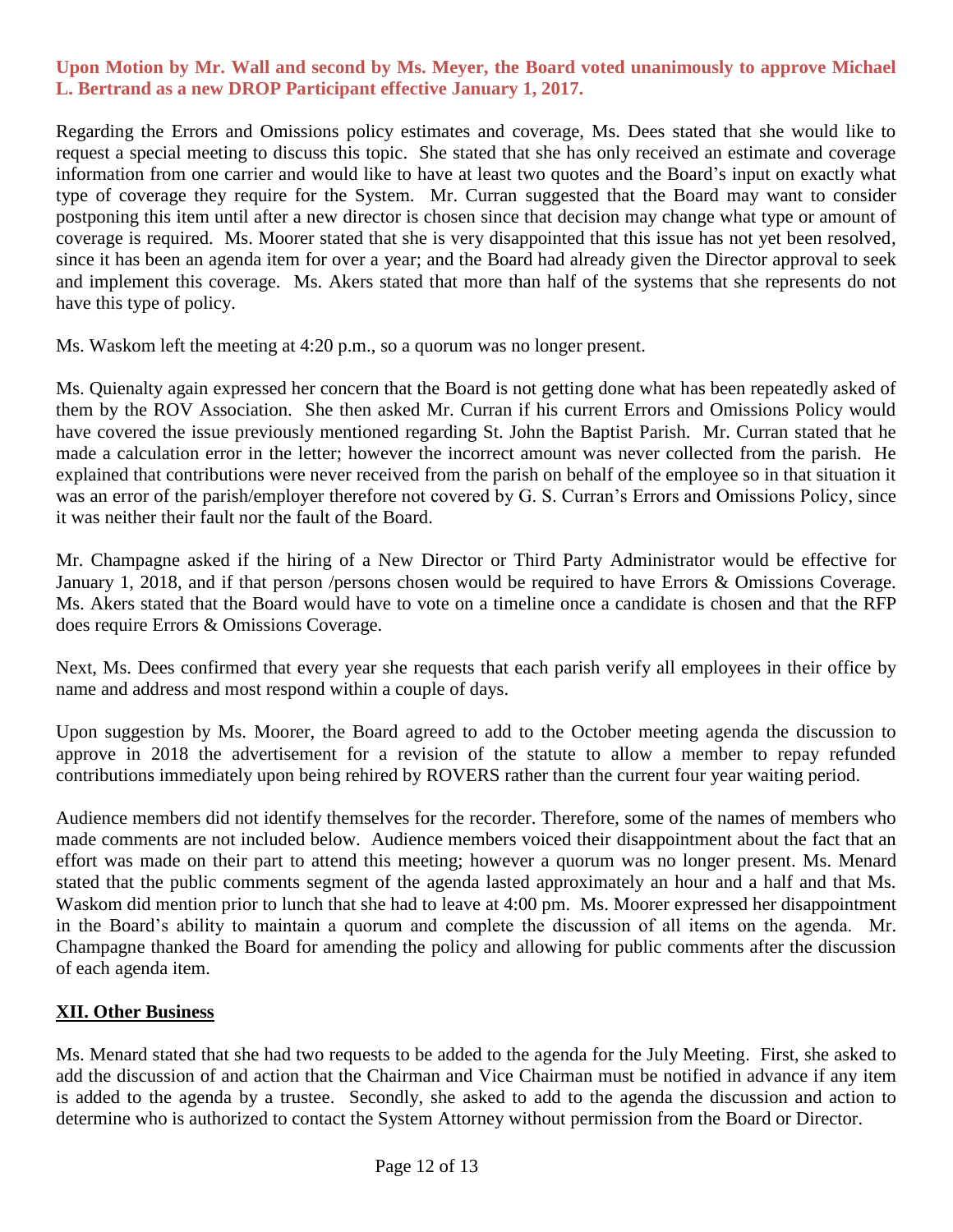**Upon Motion by Mr. Wall and second by Ms. Meyer, the Board voted unanimously to approve Michael L. Bertrand as a new DROP Participant effective January 1, 2017.**

Regarding the Errors and Omissions policy estimates and coverage, Ms. Dees stated that she would like to request a special meeting to discuss this topic. She stated that she has only received an estimate and coverage information from one carrier and would like to have at least two quotes and the Board's input on exactly what type of coverage they require for the System. Mr. Curran suggested that the Board may want to consider postponing this item until after a new director is chosen since that decision may change what type or amount of coverage is required. Ms. Moorer stated that she is very disappointed that this issue has not yet been resolved, since it has been an agenda item for over a year; and the Board had already given the Director approval to seek and implement this coverage. Ms. Akers stated that more than half of the systems that she represents do not have this type of policy.

Ms. Waskom left the meeting at 4:20 p.m., so a quorum was no longer present.

Ms. Quienalty again expressed her concern that the Board is not getting done what has been repeatedly asked of them by the ROV Association. She then asked Mr. Curran if his current Errors and Omissions Policy would have covered the issue previously mentioned regarding St. John the Baptist Parish. Mr. Curran stated that he made a calculation error in the letter; however the incorrect amount was never collected from the parish. He explained that contributions were never received from the parish on behalf of the employee so in that situation it was an error of the parish/employer therefore not covered by G. S. Curran's Errors and Omissions Policy, since it was neither their fault nor the fault of the Board.

Mr. Champagne asked if the hiring of a New Director or Third Party Administrator would be effective for January 1, 2018, and if that person /persons chosen would be required to have Errors & Omissions Coverage. Ms. Akers stated that the Board would have to vote on a timeline once a candidate is chosen and that the RFP does require Errors & Omissions Coverage.

Next, Ms. Dees confirmed that every year she requests that each parish verify all employees in their office by name and address and most respond within a couple of days.

Upon suggestion by Ms. Moorer, the Board agreed to add to the October meeting agenda the discussion to approve in 2018 the advertisement for a revision of the statute to allow a member to repay refunded contributions immediately upon being rehired by ROVERS rather than the current four year waiting period.

Audience members did not identify themselves for the recorder. Therefore, some of the names of members who made comments are not included below. Audience members voiced their disappointment about the fact that an effort was made on their part to attend this meeting; however a quorum was no longer present. Ms. Menard stated that the public comments segment of the agenda lasted approximately an hour and a half and that Ms. Waskom did mention prior to lunch that she had to leave at 4:00 pm. Ms. Moorer expressed her disappointment in the Board's ability to maintain a quorum and complete the discussion of all items on the agenda. Mr. Champagne thanked the Board for amending the policy and allowing for public comments after the discussion of each agenda item.

## XII. Other Business

Ms. Menard stated that she had two requests to be added to the agenda for the July Meeting. First, she asked to add the discussion of and action that the Chairman and Vice Chairman must be notified in advance if any item is added to the agenda by a trustee. Secondly, she asked to add to the agenda the discussion and action to determine who is authorized to contact the System Attorney without permission from the Board or Director.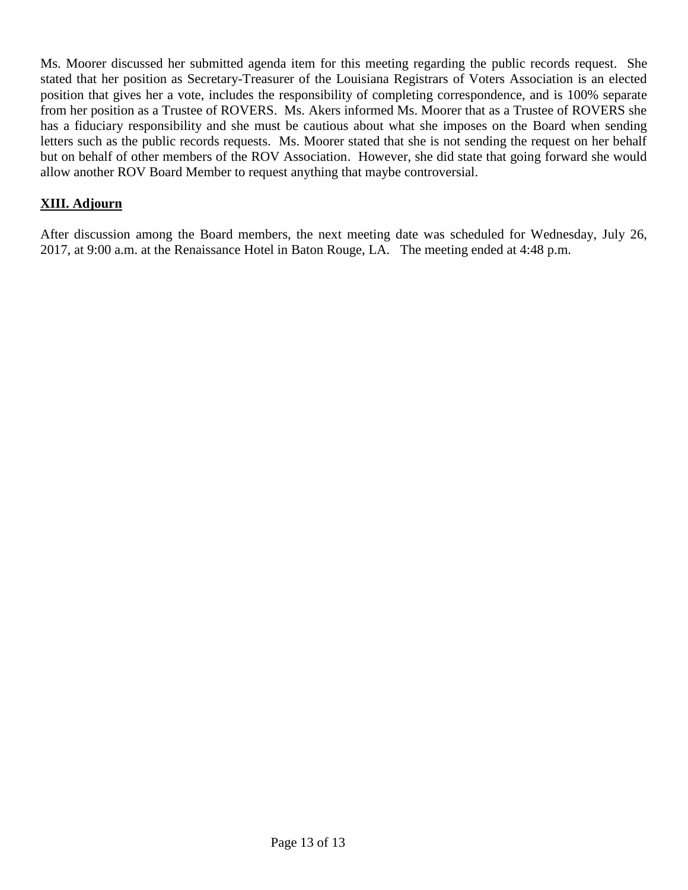Ms. Moorer discussed her submitted agenda item for this meeting regarding the public records request. She stated that her position as Secretary-Treasurer of the Louisiana Registrars of Voters Association is an elected position that gives her a vote, includes the responsibility of completing correspondence, and is 100% separate from her position as a Trustee of ROVERS. Ms. Akers informed Ms. Moorer that as a Trustee of ROVERS she has a fiduciary responsibility and she must be cautious about what she imposes on the Board when sending letters such as the public records requests. Ms. Moorer stated that she is not sending the request on her behalf but on behalf of other members of the ROV Association. However, she did state that going forward she would allow another ROV Board Member to request anything that maybe controversial.

## XIII. Adjourn

After discussion among the Board members, the next meeting date was scheduled for Wednesday, July 26, 2017, at 9:00 a.m. at the Renaissance Hotel in Baton Rouge, LA. The meeting ended at 4:48 p.m.